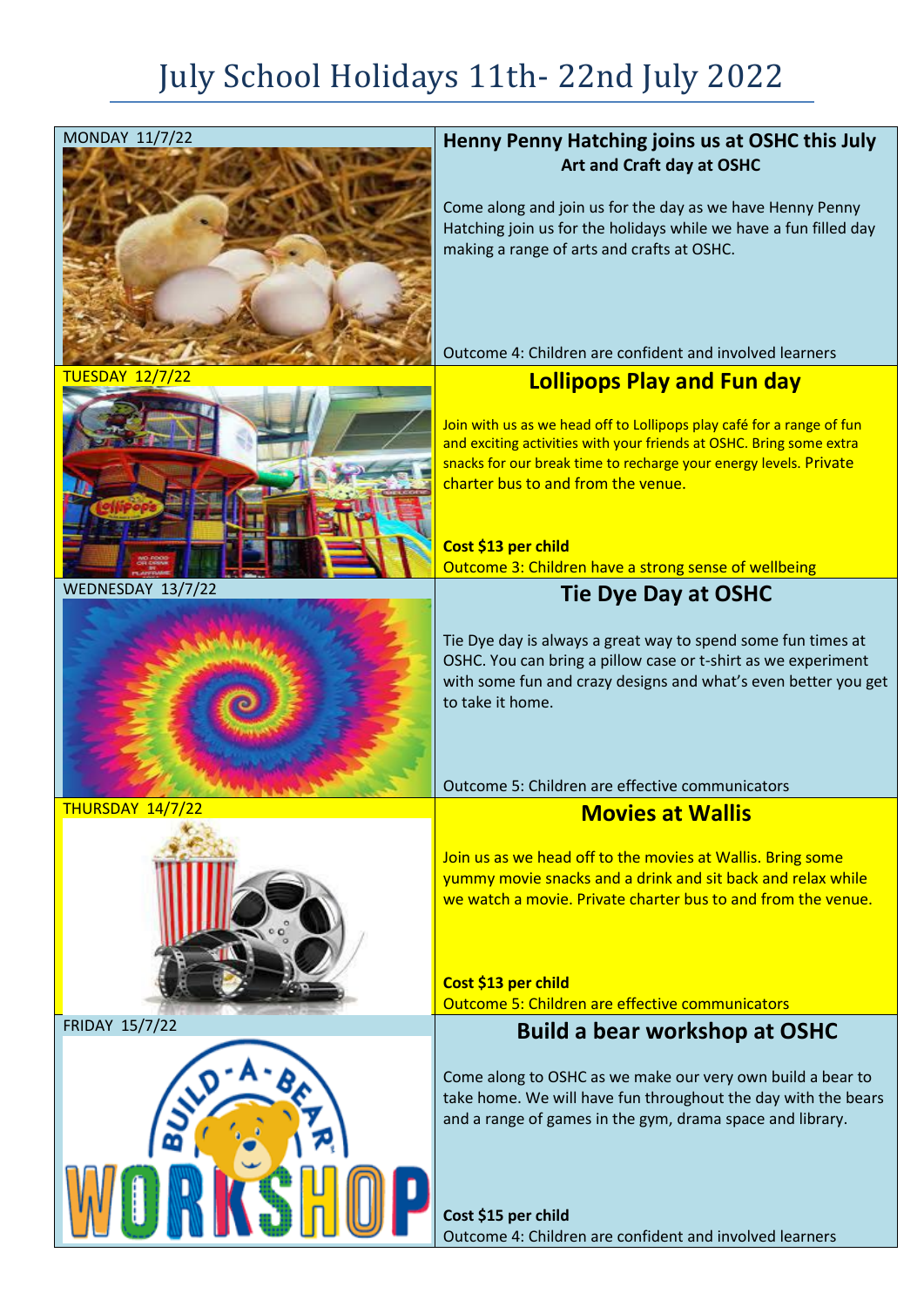# July School Holidays 11th- 22nd July 2022

MONDAY 11/7/22

## Henny Penny Hatching joins us at OSHC this July

**Art and Craft day at OSHC**

Come along and join us for the day as we have Henny Penny Hatching join us for the holidays while we have a fun filled day making a range of arts and crafts at OSHC.

Outcome 4: Children are confident and involved learners

TUESDAY 12/7/22

## Lollipops Play and Fun day

Join with us as we head off to Lollipops play café for a range of fun and exciting activities with your friends at OSHC. Bring some extra snacks for our break time to recharge your energy levels. Private charter bus to and from the venue.

**Cost $13 per child**

Outcome 3: Children have a strong sense of wellbeing

WEDNESDAY 13/7/22

## Tie Dye Day at OSHC

Tie Dye day is always a great way to spend some fun times at OSHC. You can bring a pillow case or t-shirt as we experiment with some fun and crazy designs and what's even better you get to take it home.

Outcome 5: Children are effective communicators

THURSDAY 14/7/22

## Movies at Wallis

Join us as we head off to the movies at Wallis. Bring some yummy movie snacks and a drink and sit back and relax while we watch a movie. Private charter bus to and from the venue.

**Cost $13 per child**

Outcome 5: Children are effective communicators

FRIDAY 15/7/22

## Build a bear workshop at OSHC

Come along to OSHC as we make our very own build a bear to take home. We will have fun throughout the day with the bears and a range of games in the gym, drama space and library.

**Cost $15 per child**

Outcome 4: Children are confident and involved learners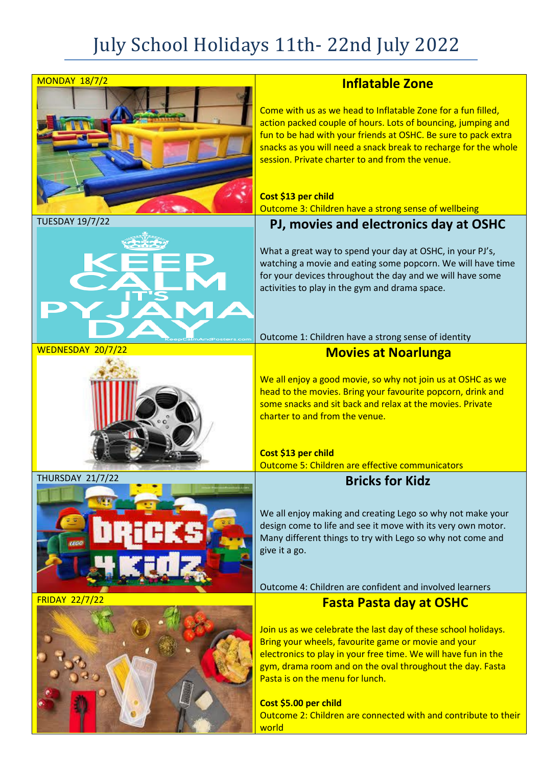# July School Holidays 11th- 22nd July 2022

| | |
|---|---|
| MONDAY 18/7/2 | **Inflatable Zone**<br><br>Come with us as we head to Inflatable Zone for a fun filled, action packed couple of hours. Lots of bouncing, jumping and fun to be had with your friends at OSHC. Be sure to pack extra snacks as you will need a snack break to recharge for the whole session. Private charter to and from the venue.<br><br>**Cost $13 per child**<br>Outcome 3: Children have a strong sense of wellbeing |
| TUESDAY 19/7/22 | **PJ, movies and electronics day at OSHC**<br><br>What a great way to spend your day at OSHC, in your PJ's, watching a movie and eating some popcorn. We will have time for your devices throughout the day and we will have some activities to play in the gym and drama space.<br><br>Outcome 1: Children have a strong sense of identity |
| WEDNESDAY 20/7/22 | **Movies at Noarlunga**<br><br>We all enjoy a good movie, so why not join us at OSHC as we head to the movies. Bring your favourite popcorn, drink and some snacks and sit back and relax at the movies. Private charter to and from the venue.<br><br>**Cost $13 per child**<br>Outcome 5: Children are effective communicators |
| THURSDAY 21/7/22 | **Bricks for Kidz**<br><br>We all enjoy making and creating Lego so why not make your design come to life and see it move with its very own motor. Many different things to try with Lego so why not come and give it a go.<br><br>Outcome 4: Children are confident and involved learners |
| FRIDAY 22/7/22 | **Fasta Pasta day at OSHC**<br><br>Join us as we celebrate the last day of these school holidays. Bring your wheels, favourite game or movie and your electronics to play in your free time. We will have fun in the gym, drama room and on the oval throughout the day. Fasta Pasta is on the menu for lunch.<br><br>**Cost $5.00 per child**<br>Outcome 2: Children are connected with and contribute to their world |